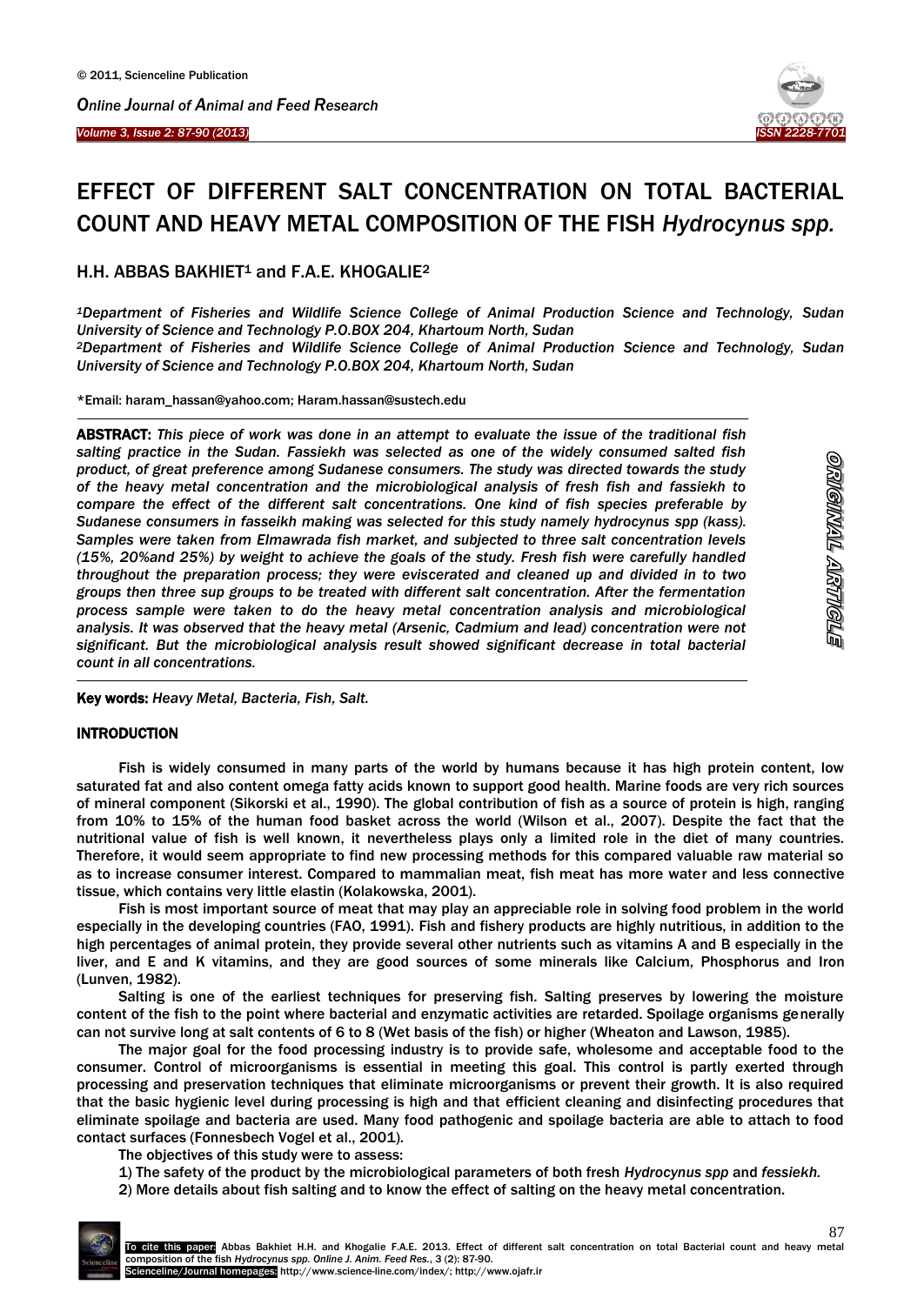# EFFECT OF DIFFERENT SALT CONCENTRATION ON TOTAL BACTERIAL COUNT AND HEAVY METAL COMPOSITION OF THE FISH *Hydrocynus spp.*

H.H. ABBAS BAKHIET[1] and F.A.E. KHOGALIE[2]

*[1]Department of Fisheries and Wildlife Science College of Animal Production Science and Technology, Sudan University of Science and Technology P.O.BOX 204, Khartoum North, Sudan*
*[2]Department of Fisheries and Wildlife Science College of Animal Production Science and Technology, Sudan University of Science and Technology P.O.BOX 204, Khartoum North, Sudan*

*Email: haram_hassan@yahoo.com; Haram.hassan@sustech.edu

**ABSTRACT:** *This piece of work was done in an attempt to evaluate the issue of the traditional fish salting practice in the Sudan. Fassiekh was selected as one of the widely consumed salted fish product, of great preference among Sudanese consumers. The study was directed towards the study of the heavy metal concentration and the microbiological analysis of fresh fish and fassiekh to compare the effect of the different salt concentrations. One kind of fish species preferable by Sudanese consumers in fasseikh making was selected for this study namely hydrocynus spp (kass). Samples were taken from Elmawrada fish market, and subjected to three salt concentration levels (15%, 20%and 25%) by weight to achieve the goals of the study. Fresh fish were carefully handled throughout the preparation process; they were eviscerated and cleaned up and divided in to two groups then three sup groups to be treated with different salt concentration. After the fermentation process sample were taken to do the heavy metal concentration analysis and microbiological analysis. It was observed that the heavy metal (Arsenic, Cadmium and lead) concentration were not significant. But the microbiological analysis result showed significant decrease in total bacterial count in all concentrations.*

ORIGINAL ARTICLE

**Key words:** *Heavy Metal, Bacteria, Fish, Salt.*

## INTRODUCTION

Fish is widely consumed in many parts of the world by humans because it has high protein content, low saturated fat and also content omega fatty acids known to support good health. Marine foods are very rich sources of mineral component (Sikorski et al., 1990). The global contribution of fish as a source of protein is high, ranging from 10% to 15% of the human food basket across the world (Wilson et al., 2007). Despite the fact that the nutritional value of fish is well known, it nevertheless plays only a limited role in the diet of many countries. Therefore, it would seem appropriate to find new processing methods for this compared valuable raw material so as to increase consumer interest. Compared to mammalian meat, fish meat has more water and less connective tissue, which contains very little elastin (Kolakowska, 2001).

Fish is most important source of meat that may play an appreciable role in solving food problem in the world especially in the developing countries (FAO, 1991). Fish and fishery products are highly nutritious, in addition to the high percentages of animal protein, they provide several other nutrients such as vitamins A and B especially in the liver, and E and K vitamins, and they are good sources of some minerals like Calcium, Phosphorus and Iron (Lunven, 1982).

Salting is one of the earliest techniques for preserving fish. Salting preserves by lowering the moisture content of the fish to the point where bacterial and enzymatic activities are retarded. Spoilage organisms generally can not survive long at salt contents of 6 to 8 (Wet basis of the fish) or higher (Wheaton and Lawson, 1985).

The major goal for the food processing industry is to provide safe, wholesome and acceptable food to the consumer. Control of microorganisms is essential in meeting this goal. This control is partly exerted through processing and preservation techniques that eliminate microorganisms or prevent their growth. It is also required that the basic hygienic level during processing is high and that efficient cleaning and disinfecting procedures that eliminate spoilage and bacteria are used. Many food pathogenic and spoilage bacteria are able to attach to food contact surfaces (Fonnesbech Vogel et al., 2001).

The objectives of this study were to assess:

1) The safety of the product by the microbiological parameters of both fresh *Hydrocynus spp* and *fessiekh.*

2) More details about fish salting and to know the effect of salting on the heavy metal concentration.

To cite this paper: Abbas Bakhiet H.H. and Khogalie F.A.E. 2013. Effect of different salt concentration on total Bacterial count and heavy metal composition of the fish *Hydrocynus spp. Online J. Anim. Feed Res.*, 3 (2): 87-90.
Scienceline/Journal homepages: http://www.science-line.com/index/; http://www.ojafr.ir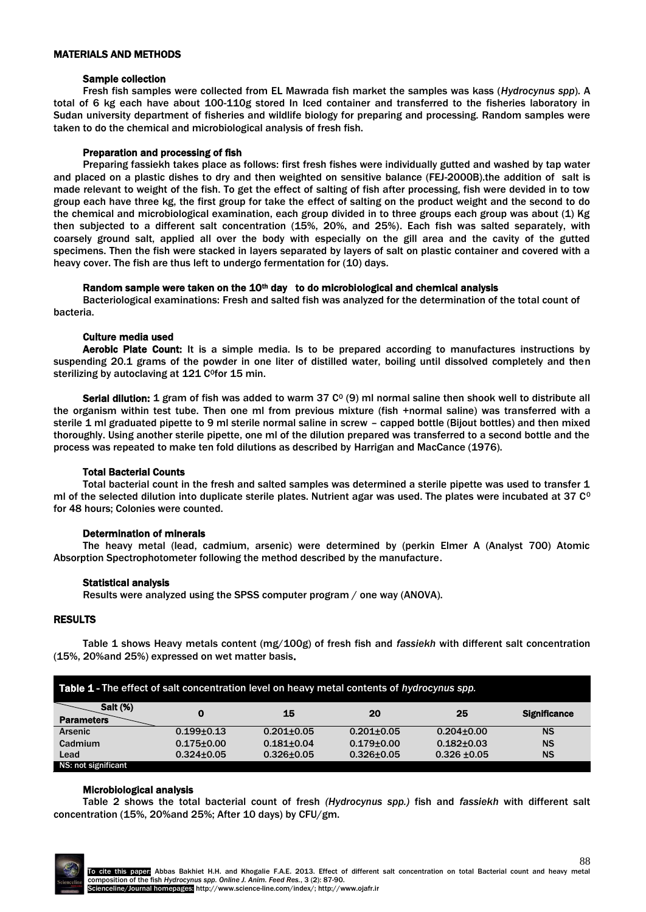## MATERIALS AND METHODS

### Sample collection

Fresh fish samples were collected from EL Mawrada fish market the samples was kass (*Hydrocynus spp*). A total of 6 kg each have about 100-110g stored In Iced container and transferred to the fisheries laboratory in Sudan university department of fisheries and wildlife biology for preparing and processing. Random samples were taken to do the chemical and microbiological analysis of fresh fish.

### Preparation and processing of fish

Preparing fassiekh takes place as follows: first fresh fishes were individually gutted and washed by tap water and placed on a plastic dishes to dry and then weighted on sensitive balance (FEJ-2000B).the addition of salt is made relevant to weight of the fish. To get the effect of salting of fish after processing, fish were devided in to tow group each have three kg, the first group for take the effect of salting on the product weight and the second to do the chemical and microbiological examination, each group divided in to three groups each group was about (1) Kg then subjected to a different salt concentration (15%, 20%, and 25%). Each fish was salted separately, with coarsely ground salt, applied all over the body with especially on the gill area and the cavity of the gutted specimens. Then the fish were stacked in layers separated by layers of salt on plastic container and covered with a heavy cover. The fish are thus left to undergo fermentation for (10) days.

### Random sample were taken on the 10$^{th}$ day to do microbiological and chemical analysis

Bacteriological examinations: Fresh and salted fish was analyzed for the determination of the total count of bacteria.

### Culture media used

**Aerobic Plate Count:** It is a simple media. Is to be prepared according to manufactures instructions by suspending 20.1 grams of the powder in one liter of distilled water, boiling until dissolved completely and then sterilizing by autoclaving at 121 C$^0$for 15 min.

**Serial dilution:** 1 gram of fish was added to warm 37 C$^0$ (9) ml normal saline then shook well to distribute all the organism within test tube. Then one ml from previous mixture (fish +normal saline) was transferred with a sterile 1 ml graduated pipette to 9 ml sterile normal saline in screw – capped bottle (Bijout bottles) and then mixed thoroughly. Using another sterile pipette, one ml of the dilution prepared was transferred to a second bottle and the process was repeated to make ten fold dilutions as described by Harrigan and MacCance (1976).

### Total Bacterial Counts

Total bacterial count in the fresh and salted samples was determined a sterile pipette was used to transfer 1 ml of the selected dilution into duplicate sterile plates. Nutrient agar was used. The plates were incubated at 37 C$^0$ for 48 hours; Colonies were counted.

### Determination of minerals

The heavy metal (lead, cadmium, arsenic) were determined by (perkin Elmer A (Analyst 700) Atomic Absorption Spectrophotometer following the method described by the manufacture.

### Statistical analysis

Results were analyzed using the SPSS computer program / one way (ANOVA).

## RESULTS

Table 1 shows Heavy metals content (mg/100g) of fresh fish and *fassiekh* with different salt concentration (15%, 20%and 25%) expressed on wet matter basis.

**Table 1** - The effect of salt concentration level on heavy metal contents of *hydrocynus spp.*

| Salt (%) / Parameters | 0 | 15 | 20 | 25 | Significance |
|---|---|---|---|---|---|
| Arsenic | 0.199±0.13 | 0.201±0.05 | 0.201±0.05 | 0.204±0.00 | NS |
| Cadmium | 0.175±0.00 | 0.181±0.04 | 0.179±0.00 | 0.182±0.03 | NS |
| Lead | 0.324±0.05 | 0.326±0.05 | 0.326±0.05 | 0.326 ±0.05 | NS |

NS: not significant

### Microbiological analysis

Table 2 shows the total bacterial count of fresh *(Hydrocynus spp.)* fish and *fassiekh* with different salt concentration (15%, 20%and 25%; After 10 days) by CFU/gm.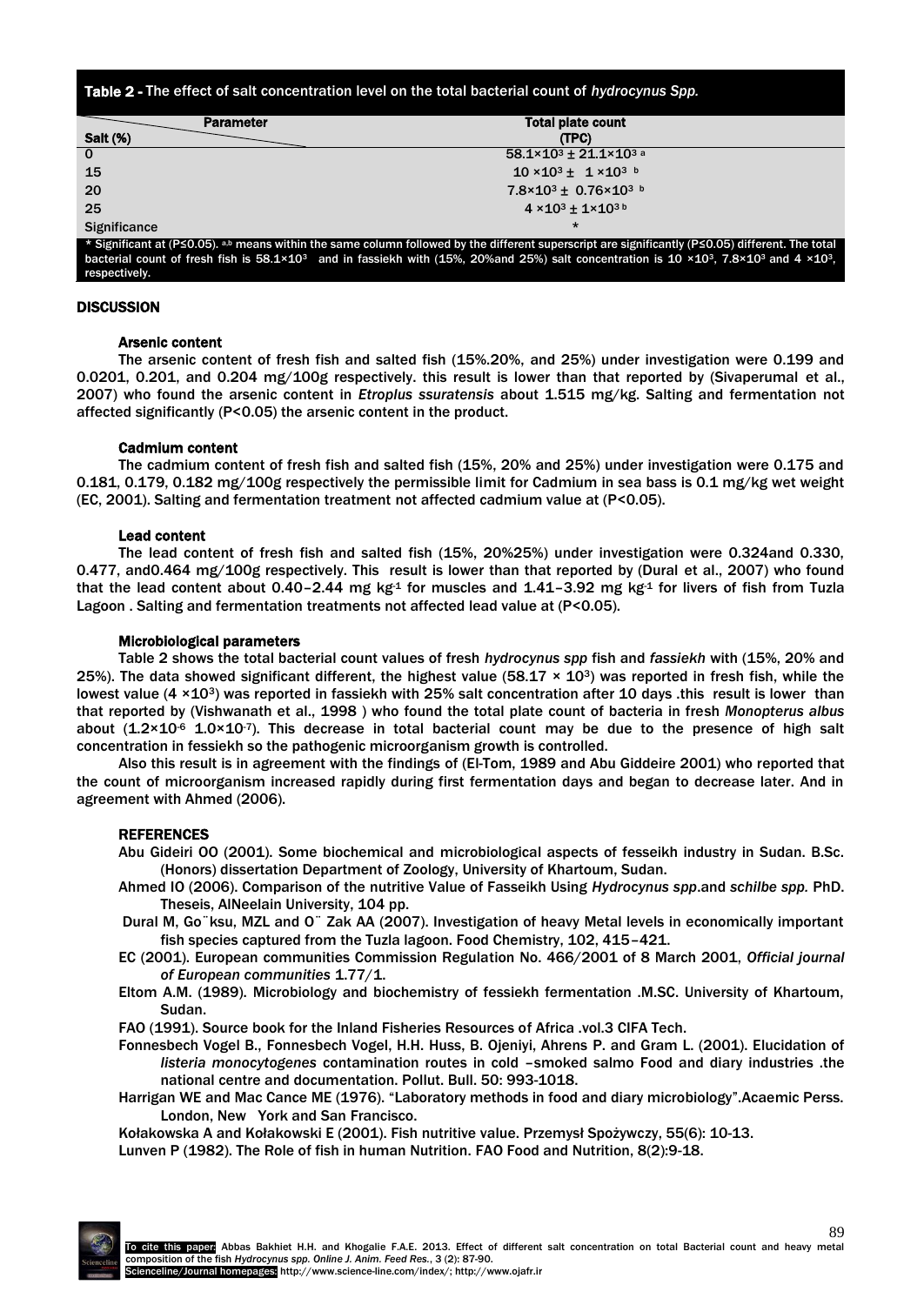**Table 2 -** The effect of salt concentration level on the total bacterial count of *hydrocynus Spp.*

| Salt (%) \ Parameter | Total plate count (TPC) |
|---|---|
| 0 | $58.1 \times 10^3 \pm 21.1 \times 10^3$ [a] |
| 15 | $10 \times 10^3 \pm 1 \times 10^3$ [b] |
| 20 | $7.8 \times 10^3 \pm 0.76 \times 10^3$ [b] |
| 25 | $4 \times 10^3 \pm 1 \times 10^3$ [b] |
| Significance | * |

* Significant at (P≤0.05). [a,b] means within the same column followed by the different superscript are significantly (P≤0.05) different. The total bacterial count of fresh fish is $58.1 \times 10^3$ and in fassiekh with (15%, 20%and 25%) salt concentration is $10 \times 10^3$, $7.8 \times 10^3$ and $4 \times 10^3$, respectively.

## DISCUSSION

### Arsenic content

The arsenic content of fresh fish and salted fish (15%.20%, and 25%) under investigation were 0.199 and 0.0201, 0.201, and 0.204 mg/100g respectively. this result is lower than that reported by (Sivaperumal et al., 2007) who found the arsenic content in *Etroplus ssuratensis* about 1.515 mg/kg. Salting and fermentation not affected significantly (P<0.05) the arsenic content in the product.

### Cadmium content

The cadmium content of fresh fish and salted fish (15%, 20% and 25%) under investigation were 0.175 and 0.181, 0.179, 0.182 mg/100g respectively the permissible limit for Cadmium in sea bass is 0.1 mg/kg wet weight (EC, 2001). Salting and fermentation treatment not affected cadmium value at (P<0.05).

### Lead content

The lead content of fresh fish and salted fish (15%, 20%25%) under investigation were 0.324and 0.330, 0.477, and0.464 mg/100g respectively. This result is lower than that reported by (Dural et al., 2007) who found that the lead content about 0.40–2.44 mg $kg^{-1}$ for muscles and 1.41–3.92 mg $kg^{-1}$ for livers of fish from Tuzla Lagoon . Salting and fermentation treatments not affected lead value at (P<0.05).

### Microbiological parameters

Table 2 shows the total bacterial count values of fresh *hydrocynus spp* fish and *fassiekh* with (15%, 20% and 25%). The data showed significant different, the highest value ($58.17 \times 10^3$) was reported in fresh fish, while the lowest value ($4 \times 10^3$) was reported in fassiekh with 25% salt concentration after 10 days .this result is lower than that reported by (Vishwanath et al., 1998 ) who found the total plate count of bacteria in fresh *Monopterus albus* about ($1.2 \times 10^{-6}$ $1.0 \times 10^{-7}$). This decrease in total bacterial count may be due to the presence of high salt concentration in fessiekh so the pathogenic microorganism growth is controlled.

Also this result is in agreement with the findings of (El-Tom, 1989 and Abu Giddeire 2001) who reported that the count of microorganism increased rapidly during first fermentation days and began to decrease later. And in agreement with Ahmed (2006).

## REFERENCES

Abu Gideiri OO (2001). Some biochemical and microbiological aspects of fesseikh industry in Sudan. B.Sc. (Honors) dissertation Department of Zoology, University of Khartoum, Sudan.

Ahmed IO (2006). Comparison of the nutritive Value of Fasseikh Using *Hydrocynus spp*.and *schilbe spp.* PhD. Theseis, AlNeelain University, 104 pp.

Dural M, Go¨ksu, MZL and O¨ Zak AA (2007). Investigation of heavy Metal levels in economically important fish species captured from the Tuzla lagoon. Food Chemistry, 102, 415–421.

EC (2001). European communities Commission Regulation No. 466/2001 of 8 March 2001, *Official journal of European communities* 1.77/1.

Eltom A.M. (1989). Microbiology and biochemistry of fessiekh fermentation .M.SC. University of Khartoum, Sudan.

FAO (1991). Source book for the Inland Fisheries Resources of Africa .vol.3 CIFA Tech.

Fonnesbech Vogel B., Fonnesbech Vogel, H.H. Huss, B. Ojeniyi, Ahrens P. and Gram L. (2001). Elucidation of *listeria monocytogenes* contamination routes in cold –smoked salmo Food and diary industries .the national centre and documentation. Pollut. Bull. 50: 993-1018.

Harrigan WE and Mac Cance ME (1976). "Laboratory methods in food and diary microbiology".Acaemic Perss. London, New York and San Francisco.

Kołakowska A and Kołakowski E (2001). Fish nutritive value. Przemysł Spożywczy, 55(6): 10-13.

Lunven P (1982). The Role of fish in human Nutrition. FAO Food and Nutrition, 8(2):9-18.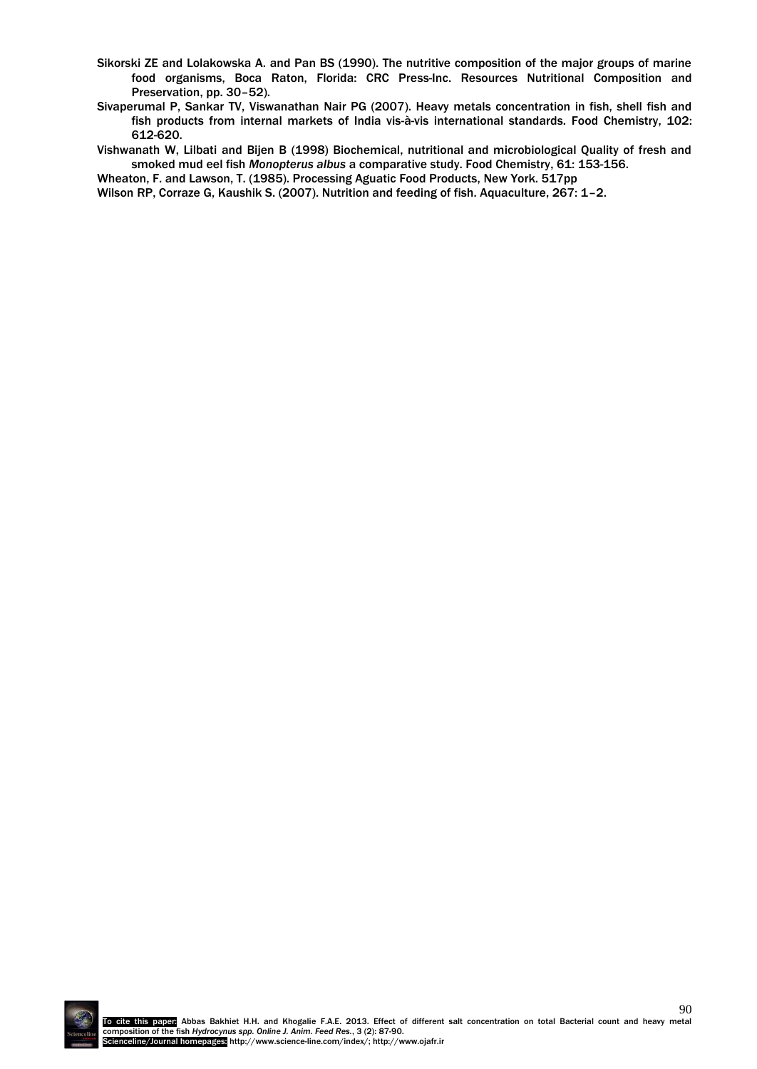Sikorski ZE and Lolakowska A. and Pan BS (1990). The nutritive composition of the major groups of marine food organisms, Boca Raton, Florida: CRC Press-Inc. Resources Nutritional Composition and Preservation, pp. 30–52).

Sivaperumal P, Sankar TV, Viswanathan Nair PG (2007). Heavy metals concentration in fish, shell fish and fish products from internal markets of India vis-à-vis international standards. Food Chemistry, 102: 612-620.

Vishwanath W, Lilbati and Bijen B (1998) Biochemical, nutritional and microbiological Quality of fresh and smoked mud eel fish *Monopterus albus* a comparative study. Food Chemistry, 61: 153-156.

Wheaton, F. and Lawson, T. (1985). Processing Aguatic Food Products, New York. 517pp

Wilson RP, Corraze G, Kaushik S. (2007). Nutrition and feeding of fish. Aquaculture, 267: 1–2.